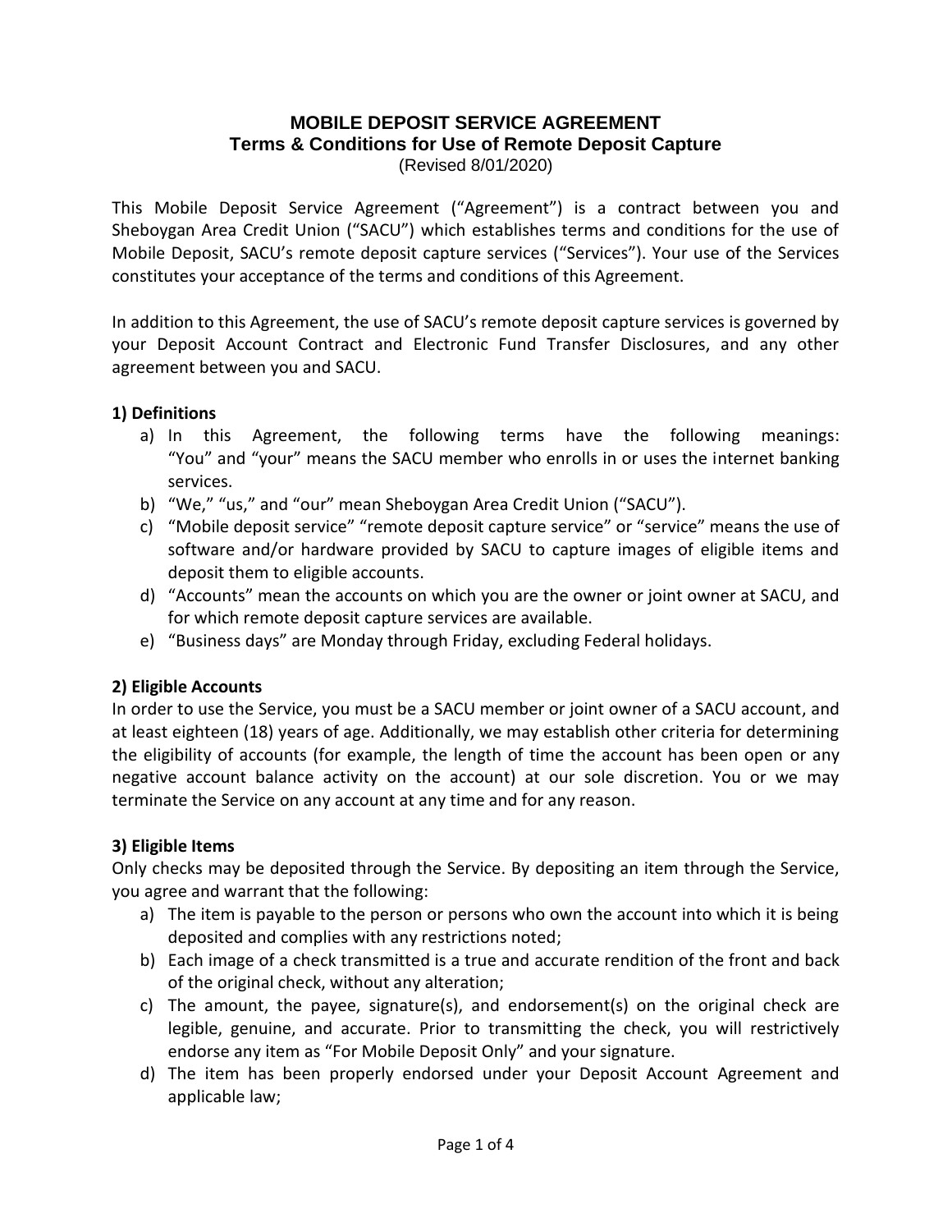# MOBILE DEPOSIT SERVICE AGREEMENT
## Terms & Conditions for Use of Remote Deposit Capture
(Revised 8/01/2020)

This Mobile Deposit Service Agreement ("Agreement") is a contract between you and Sheboygan Area Credit Union ("SACU") which establishes terms and conditions for the use of Mobile Deposit, SACU's remote deposit capture services ("Services"). Your use of the Services constitutes your acceptance of the terms and conditions of this Agreement.

In addition to this Agreement, the use of SACU's remote deposit capture services is governed by your Deposit Account Contract and Electronic Fund Transfer Disclosures, and any other agreement between you and SACU.

### 1) Definitions

a) In this Agreement, the following terms have the following meanings: "You" and "your" means the SACU member who enrolls in or uses the internet banking services.
b) "We," "us," and "our" mean Sheboygan Area Credit Union ("SACU").
c) "Mobile deposit service" "remote deposit capture service" or "service" means the use of software and/or hardware provided by SACU to capture images of eligible items and deposit them to eligible accounts.
d) "Accounts" mean the accounts on which you are the owner or joint owner at SACU, and for which remote deposit capture services are available.
e) "Business days" are Monday through Friday, excluding Federal holidays.

### 2) Eligible Accounts

In order to use the Service, you must be a SACU member or joint owner of a SACU account, and at least eighteen (18) years of age. Additionally, we may establish other criteria for determining the eligibility of accounts (for example, the length of time the account has been open or any negative account balance activity on the account) at our sole discretion. You or we may terminate the Service on any account at any time and for any reason.

### 3) Eligible Items

Only checks may be deposited through the Service. By depositing an item through the Service, you agree and warrant that the following:

a) The item is payable to the person or persons who own the account into which it is being deposited and complies with any restrictions noted;
b) Each image of a check transmitted is a true and accurate rendition of the front and back of the original check, without any alteration;
c) The amount, the payee, signature(s), and endorsement(s) on the original check are legible, genuine, and accurate. Prior to transmitting the check, you will restrictively endorse any item as "For Mobile Deposit Only" and your signature.
d) The item has been properly endorsed under your Deposit Account Agreement and applicable law;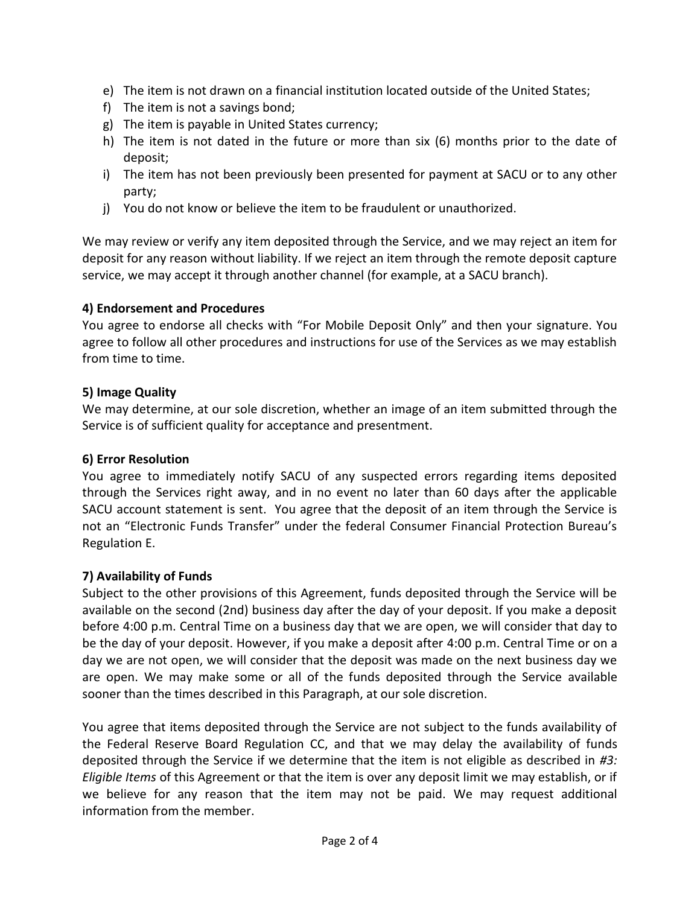e) The item is not drawn on a financial institution located outside of the United States;
f) The item is not a savings bond;
g) The item is payable in United States currency;
h) The item is not dated in the future or more than six (6) months prior to the date of deposit;
i) The item has not been previously been presented for payment at SACU or to any other party;
j) You do not know or believe the item to be fraudulent or unauthorized.

We may review or verify any item deposited through the Service, and we may reject an item for deposit for any reason without liability. If we reject an item through the remote deposit capture service, we may accept it through another channel (for example, at a SACU branch).

**4) Endorsement and Procedures**

You agree to endorse all checks with "For Mobile Deposit Only" and then your signature. You agree to follow all other procedures and instructions for use of the Services as we may establish from time to time.

**5) Image Quality**

We may determine, at our sole discretion, whether an image of an item submitted through the Service is of sufficient quality for acceptance and presentment.

**6) Error Resolution**

You agree to immediately notify SACU of any suspected errors regarding items deposited through the Services right away, and in no event no later than 60 days after the applicable SACU account statement is sent. You agree that the deposit of an item through the Service is not an "Electronic Funds Transfer" under the federal Consumer Financial Protection Bureau's Regulation E.

**7) Availability of Funds**

Subject to the other provisions of this Agreement, funds deposited through the Service will be available on the second (2nd) business day after the day of your deposit. If you make a deposit before 4:00 p.m. Central Time on a business day that we are open, we will consider that day to be the day of your deposit. However, if you make a deposit after 4:00 p.m. Central Time or on a day we are not open, we will consider that the deposit was made on the next business day we are open. We may make some or all of the funds deposited through the Service available sooner than the times described in this Paragraph, at our sole discretion.

You agree that items deposited through the Service are not subject to the funds availability of the Federal Reserve Board Regulation CC, and that we may delay the availability of funds deposited through the Service if we determine that the item is not eligible as described in *#3: Eligible Items* of this Agreement or that the item is over any deposit limit we may establish, or if we believe for any reason that the item may not be paid. We may request additional information from the member.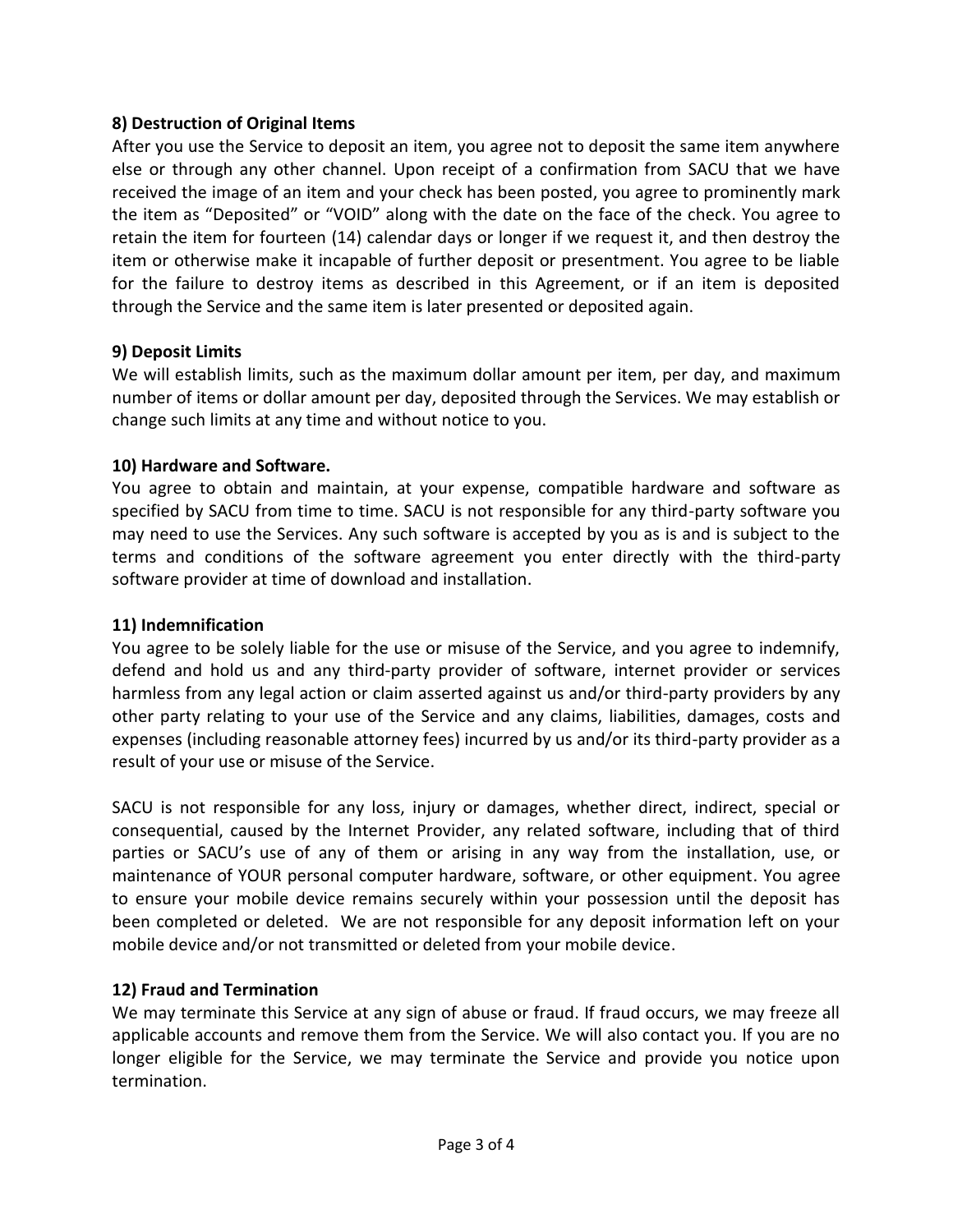**8) Destruction of Original Items**

After you use the Service to deposit an item, you agree not to deposit the same item anywhere else or through any other channel. Upon receipt of a confirmation from SACU that we have received the image of an item and your check has been posted, you agree to prominently mark the item as “Deposited” or “VOID” along with the date on the face of the check. You agree to retain the item for fourteen (14) calendar days or longer if we request it, and then destroy the item or otherwise make it incapable of further deposit or presentment. You agree to be liable for the failure to destroy items as described in this Agreement, or if an item is deposited through the Service and the same item is later presented or deposited again.

**9) Deposit Limits**

We will establish limits, such as the maximum dollar amount per item, per day, and maximum number of items or dollar amount per day, deposited through the Services. We may establish or change such limits at any time and without notice to you.

**10) Hardware and Software.**

You agree to obtain and maintain, at your expense, compatible hardware and software as specified by SACU from time to time. SACU is not responsible for any third-party software you may need to use the Services. Any such software is accepted by you as is and is subject to the terms and conditions of the software agreement you enter directly with the third-party software provider at time of download and installation.

**11) Indemnification**

You agree to be solely liable for the use or misuse of the Service, and you agree to indemnify, defend and hold us and any third-party provider of software, internet provider or services harmless from any legal action or claim asserted against us and/or third-party providers by any other party relating to your use of the Service and any claims, liabilities, damages, costs and expenses (including reasonable attorney fees) incurred by us and/or its third-party provider as a result of your use or misuse of the Service.

SACU is not responsible for any loss, injury or damages, whether direct, indirect, special or consequential, caused by the Internet Provider, any related software, including that of third parties or SACU’s use of any of them or arising in any way from the installation, use, or maintenance of YOUR personal computer hardware, software, or other equipment. You agree to ensure your mobile device remains securely within your possession until the deposit has been completed or deleted. We are not responsible for any deposit information left on your mobile device and/or not transmitted or deleted from your mobile device.

**12) Fraud and Termination**

We may terminate this Service at any sign of abuse or fraud. If fraud occurs, we may freeze all applicable accounts and remove them from the Service. We will also contact you. If you are no longer eligible for the Service, we may terminate the Service and provide you notice upon termination.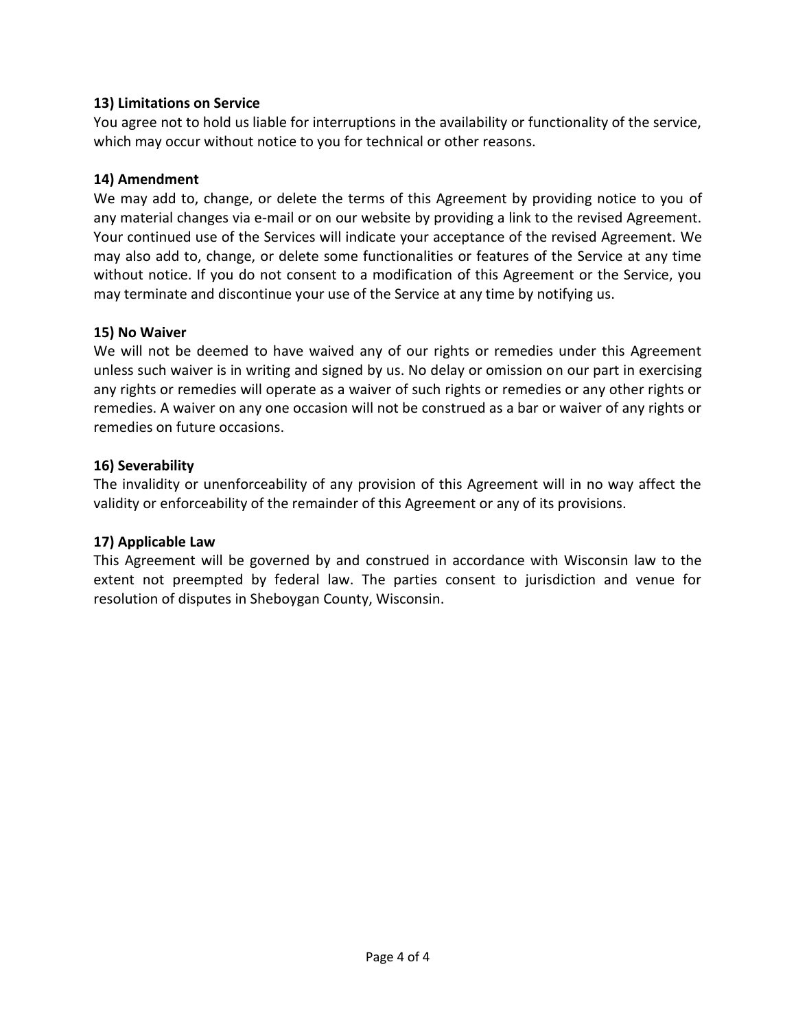**13) Limitations on Service**

You agree not to hold us liable for interruptions in the availability or functionality of the service, which may occur without notice to you for technical or other reasons.

**14) Amendment**

We may add to, change, or delete the terms of this Agreement by providing notice to you of any material changes via e-mail or on our website by providing a link to the revised Agreement. Your continued use of the Services will indicate your acceptance of the revised Agreement. We may also add to, change, or delete some functionalities or features of the Service at any time without notice. If you do not consent to a modification of this Agreement or the Service, you may terminate and discontinue your use of the Service at any time by notifying us.

**15) No Waiver**

We will not be deemed to have waived any of our rights or remedies under this Agreement unless such waiver is in writing and signed by us. No delay or omission on our part in exercising any rights or remedies will operate as a waiver of such rights or remedies or any other rights or remedies. A waiver on any one occasion will not be construed as a bar or waiver of any rights or remedies on future occasions.

**16) Severability**

The invalidity or unenforceability of any provision of this Agreement will in no way affect the validity or enforceability of the remainder of this Agreement or any of its provisions.

**17) Applicable Law**

This Agreement will be governed by and construed in accordance with Wisconsin law to the extent not preempted by federal law. The parties consent to jurisdiction and venue for resolution of disputes in Sheboygan County, Wisconsin.